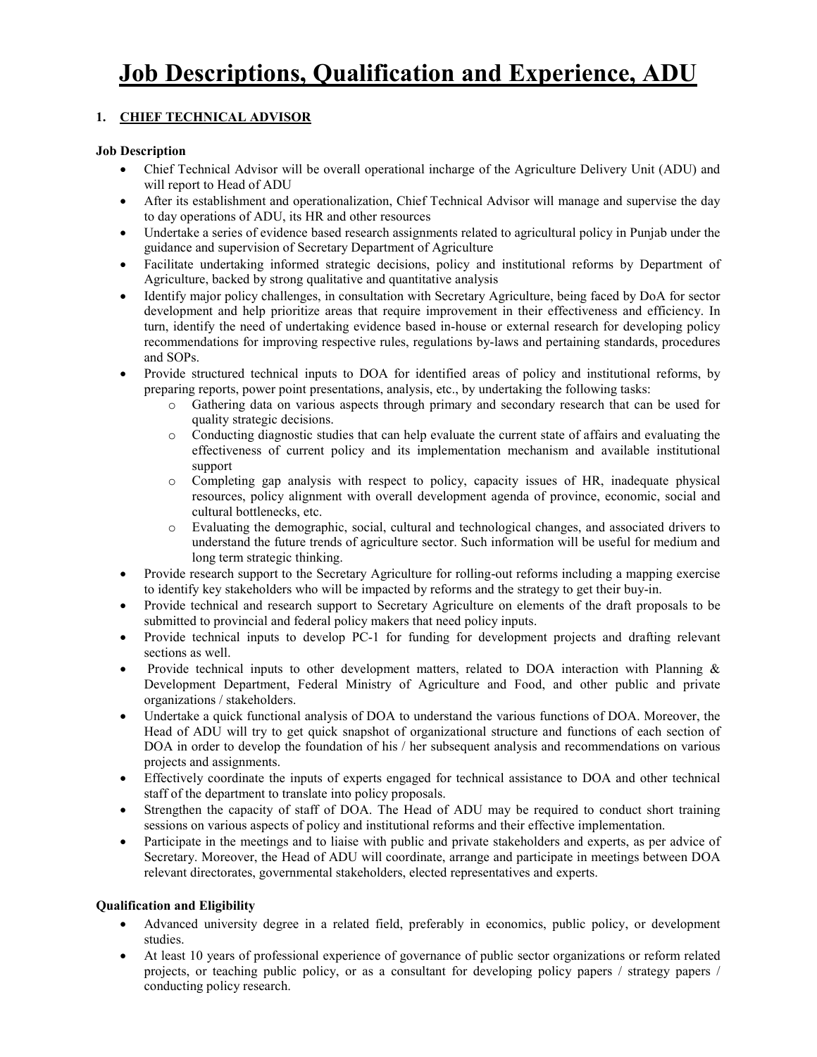# Job Descriptions, Qualification and Experience, ADU

## 1. CHIEF TECHNICAL ADVISOR

### Job Description

- Chief Technical Advisor will be overall operational incharge of the Agriculture Delivery Unit (ADU) and will report to Head of ADU
- After its establishment and operationalization, Chief Technical Advisor will manage and supervise the day to day operations of ADU, its HR and other resources
- Undertake a series of evidence based research assignments related to agricultural policy in Punjab under the guidance and supervision of Secretary Department of Agriculture
- Facilitate undertaking informed strategic decisions, policy and institutional reforms by Department of Agriculture, backed by strong qualitative and quantitative analysis
- Identify major policy challenges, in consultation with Secretary Agriculture, being faced by DoA for sector development and help prioritize areas that require improvement in their effectiveness and efficiency. In turn, identify the need of undertaking evidence based in-house or external research for developing policy recommendations for improving respective rules, regulations by-laws and pertaining standards, procedures and SOPs.
- Provide structured technical inputs to DOA for identified areas of policy and institutional reforms, by preparing reports, power point presentations, analysis, etc., by undertaking the following tasks:
  - Gathering data on various aspects through primary and secondary research that can be used for quality strategic decisions.
  - Conducting diagnostic studies that can help evaluate the current state of affairs and evaluating the effectiveness of current policy and its implementation mechanism and available institutional support
  - Completing gap analysis with respect to policy, capacity issues of HR, inadequate physical resources, policy alignment with overall development agenda of province, economic, social and cultural bottlenecks, etc.
  - Evaluating the demographic, social, cultural and technological changes, and associated drivers to understand the future trends of agriculture sector. Such information will be useful for medium and long term strategic thinking.
- Provide research support to the Secretary Agriculture for rolling-out reforms including a mapping exercise to identify key stakeholders who will be impacted by reforms and the strategy to get their buy-in.
- Provide technical and research support to Secretary Agriculture on elements of the draft proposals to be submitted to provincial and federal policy makers that need policy inputs.
- Provide technical inputs to develop PC-1 for funding for development projects and drafting relevant sections as well.
- Provide technical inputs to other development matters, related to DOA interaction with Planning & Development Department, Federal Ministry of Agriculture and Food, and other public and private organizations / stakeholders.
- Undertake a quick functional analysis of DOA to understand the various functions of DOA. Moreover, the Head of ADU will try to get quick snapshot of organizational structure and functions of each section of DOA in order to develop the foundation of his / her subsequent analysis and recommendations on various projects and assignments.
- Effectively coordinate the inputs of experts engaged for technical assistance to DOA and other technical staff of the department to translate into policy proposals.
- Strengthen the capacity of staff of DOA. The Head of ADU may be required to conduct short training sessions on various aspects of policy and institutional reforms and their effective implementation.
- Participate in the meetings and to liaise with public and private stakeholders and experts, as per advice of Secretary. Moreover, the Head of ADU will coordinate, arrange and participate in meetings between DOA relevant directorates, governmental stakeholders, elected representatives and experts.

### Qualification and Eligibility

- Advanced university degree in a related field, preferably in economics, public policy, or development studies.
- At least 10 years of professional experience of governance of public sector organizations or reform related projects, or teaching public policy, or as a consultant for developing policy papers / strategy papers / conducting policy research.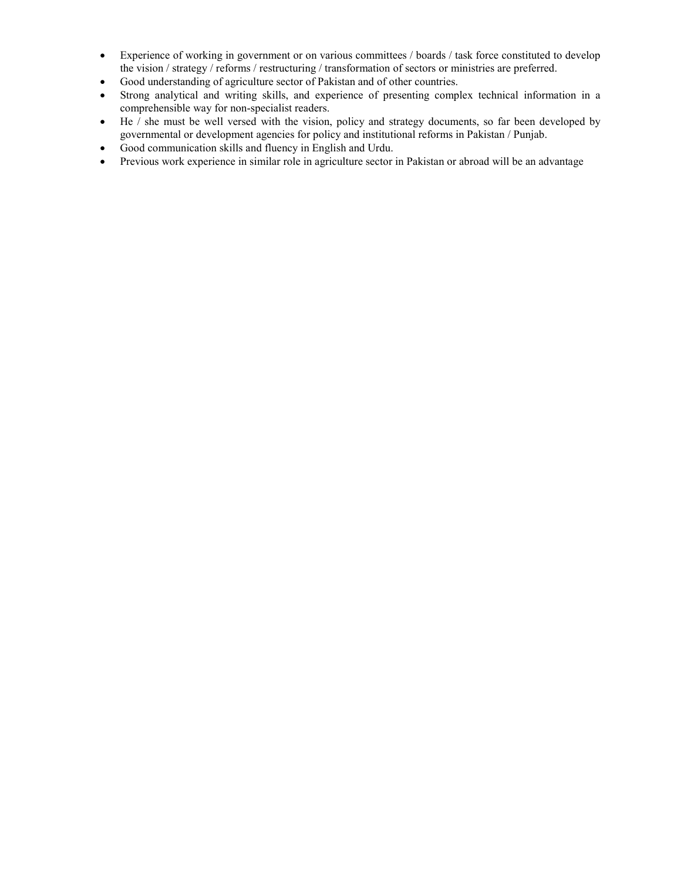- Experience of working in government or on various committees / boards / task force constituted to develop the vision / strategy / reforms / restructuring / transformation of sectors or ministries are preferred.
- Good understanding of agriculture sector of Pakistan and of other countries.
- Strong analytical and writing skills, and experience of presenting complex technical information in a comprehensible way for non-specialist readers.
- He / she must be well versed with the vision, policy and strategy documents, so far been developed by governmental or development agencies for policy and institutional reforms in Pakistan / Punjab.
- Good communication skills and fluency in English and Urdu.
- Previous work experience in similar role in agriculture sector in Pakistan or abroad will be an advantage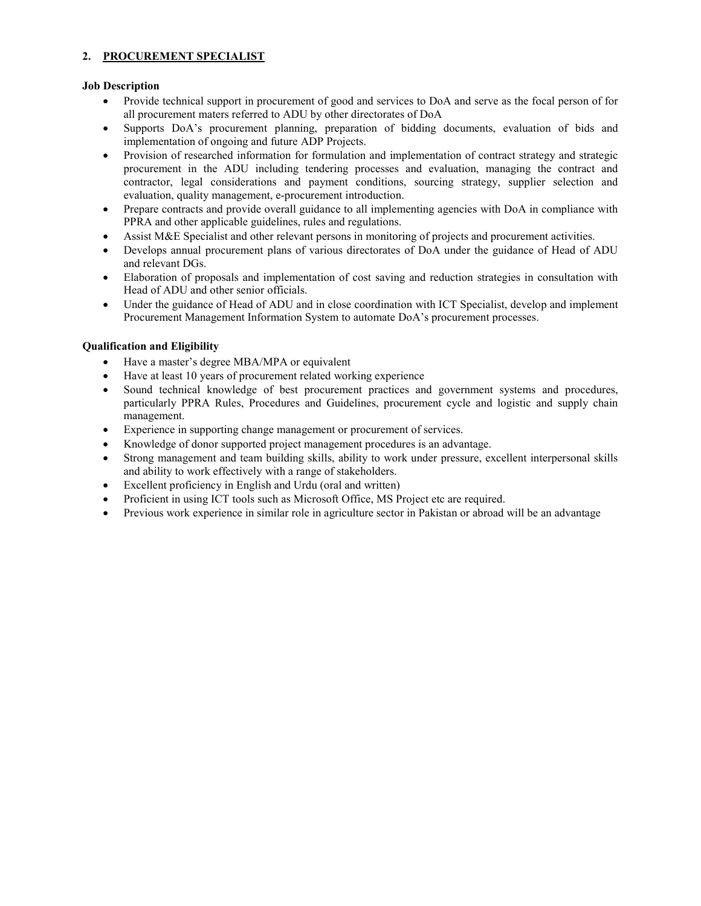## 2. <u>PROCUREMENT SPECIALIST</u>

**Job Description**

- Provide technical support in procurement of good and services to DoA and serve as the focal person of for all procurement maters referred to ADU by other directorates of DoA
- Supports DoA's procurement planning, preparation of bidding documents, evaluation of bids and implementation of ongoing and future ADP Projects.
- Provision of researched information for formulation and implementation of contract strategy and strategic procurement in the ADU including tendering processes and evaluation, managing the contract and contractor, legal considerations and payment conditions, sourcing strategy, supplier selection and evaluation, quality management, e-procurement introduction.
- Prepare contracts and provide overall guidance to all implementing agencies with DoA in compliance with PPRA and other applicable guidelines, rules and regulations.
- Assist M&E Specialist and other relevant persons in monitoring of projects and procurement activities.
- Develops annual procurement plans of various directorates of DoA under the guidance of Head of ADU and relevant DGs.
- Elaboration of proposals and implementation of cost saving and reduction strategies in consultation with Head of ADU and other senior officials.
- Under the guidance of Head of ADU and in close coordination with ICT Specialist, develop and implement Procurement Management Information System to automate DoA's procurement processes.

**Qualification and Eligibility**

- Have a master's degree MBA/MPA or equivalent
- Have at least 10 years of procurement related working experience
- Sound technical knowledge of best procurement practices and government systems and procedures, particularly PPRA Rules, Procedures and Guidelines, procurement cycle and logistic and supply chain management.
- Experience in supporting change management or procurement of services.
- Knowledge of donor supported project management procedures is an advantage.
- Strong management and team building skills, ability to work under pressure, excellent interpersonal skills and ability to work effectively with a range of stakeholders.
- Excellent proficiency in English and Urdu (oral and written)
- Proficient in using ICT tools such as Microsoft Office, MS Project etc are required.
- Previous work experience in similar role in agriculture sector in Pakistan or abroad will be an advantage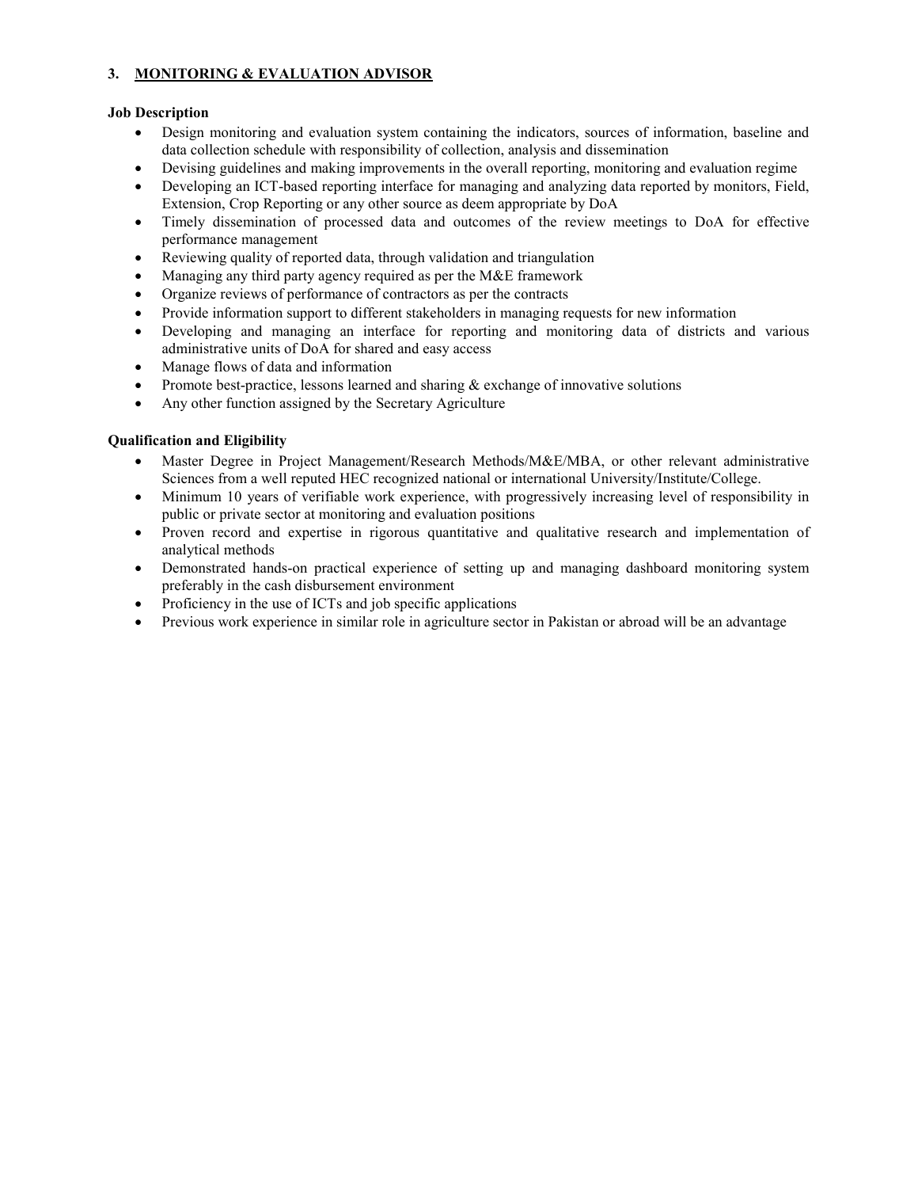### 3. MONITORING & EVALUATION ADVISOR

**Job Description**

- Design monitoring and evaluation system containing the indicators, sources of information, baseline and data collection schedule with responsibility of collection, analysis and dissemination
- Devising guidelines and making improvements in the overall reporting, monitoring and evaluation regime
- Developing an ICT-based reporting interface for managing and analyzing data reported by monitors, Field, Extension, Crop Reporting or any other source as deem appropriate by DoA
- Timely dissemination of processed data and outcomes of the review meetings to DoA for effective performance management
- Reviewing quality of reported data, through validation and triangulation
- Managing any third party agency required as per the M&E framework
- Organize reviews of performance of contractors as per the contracts
- Provide information support to different stakeholders in managing requests for new information
- Developing and managing an interface for reporting and monitoring data of districts and various administrative units of DoA for shared and easy access
- Manage flows of data and information
- Promote best-practice, lessons learned and sharing & exchange of innovative solutions
- Any other function assigned by the Secretary Agriculture

**Qualification and Eligibility**

- Master Degree in Project Management/Research Methods/M&E/MBA, or other relevant administrative Sciences from a well reputed HEC recognized national or international University/Institute/College.
- Minimum 10 years of verifiable work experience, with progressively increasing level of responsibility in public or private sector at monitoring and evaluation positions
- Proven record and expertise in rigorous quantitative and qualitative research and implementation of analytical methods
- Demonstrated hands-on practical experience of setting up and managing dashboard monitoring system preferably in the cash disbursement environment
- Proficiency in the use of ICTs and job specific applications
- Previous work experience in similar role in agriculture sector in Pakistan or abroad will be an advantage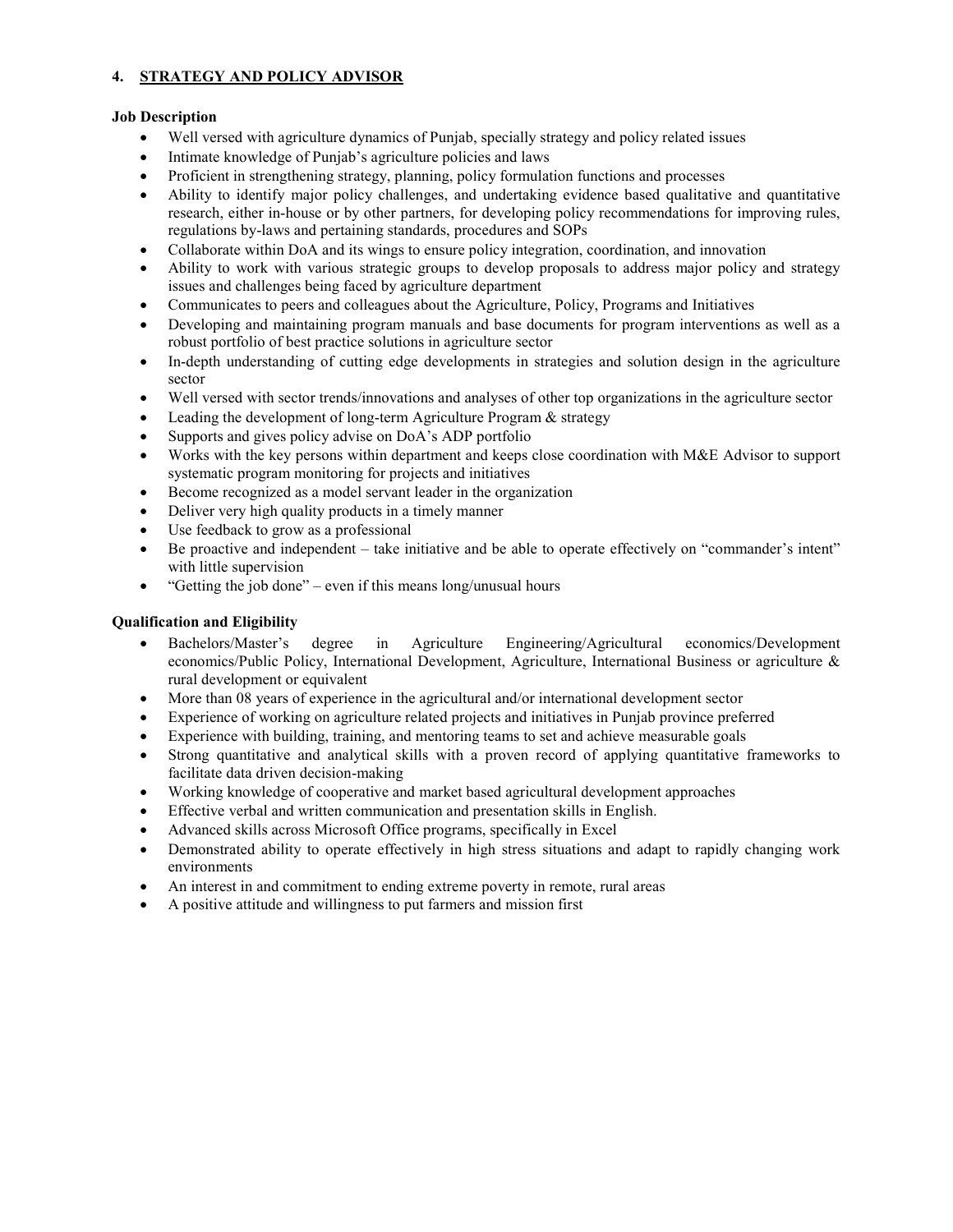## 4. STRATEGY AND POLICY ADVISOR

**Job Description**

- Well versed with agriculture dynamics of Punjab, specially strategy and policy related issues
- Intimate knowledge of Punjab's agriculture policies and laws
- Proficient in strengthening strategy, planning, policy formulation functions and processes
- Ability to identify major policy challenges, and undertaking evidence based qualitative and quantitative research, either in-house or by other partners, for developing policy recommendations for improving rules, regulations by-laws and pertaining standards, procedures and SOPs
- Collaborate within DoA and its wings to ensure policy integration, coordination, and innovation
- Ability to work with various strategic groups to develop proposals to address major policy and strategy issues and challenges being faced by agriculture department
- Communicates to peers and colleagues about the Agriculture, Policy, Programs and Initiatives
- Developing and maintaining program manuals and base documents for program interventions as well as a robust portfolio of best practice solutions in agriculture sector
- In-depth understanding of cutting edge developments in strategies and solution design in the agriculture sector
- Well versed with sector trends/innovations and analyses of other top organizations in the agriculture sector
- Leading the development of long-term Agriculture Program & strategy
- Supports and gives policy advise on DoA's ADP portfolio
- Works with the key persons within department and keeps close coordination with M&E Advisor to support systematic program monitoring for projects and initiatives
- Become recognized as a model servant leader in the organization
- Deliver very high quality products in a timely manner
- Use feedback to grow as a professional
- Be proactive and independent – take initiative and be able to operate effectively on "commander's intent" with little supervision
- "Getting the job done" – even if this means long/unusual hours

**Qualification and Eligibility**

- Bachelors/Master's degree in Agriculture Engineering/Agricultural economics/Development economics/Public Policy, International Development, Agriculture, International Business or agriculture & rural development or equivalent
- More than 08 years of experience in the agricultural and/or international development sector
- Experience of working on agriculture related projects and initiatives in Punjab province preferred
- Experience with building, training, and mentoring teams to set and achieve measurable goals
- Strong quantitative and analytical skills with a proven record of applying quantitative frameworks to facilitate data driven decision-making
- Working knowledge of cooperative and market based agricultural development approaches
- Effective verbal and written communication and presentation skills in English.
- Advanced skills across Microsoft Office programs, specifically in Excel
- Demonstrated ability to operate effectively in high stress situations and adapt to rapidly changing work environments
- An interest in and commitment to ending extreme poverty in remote, rural areas
- A positive attitude and willingness to put farmers and mission first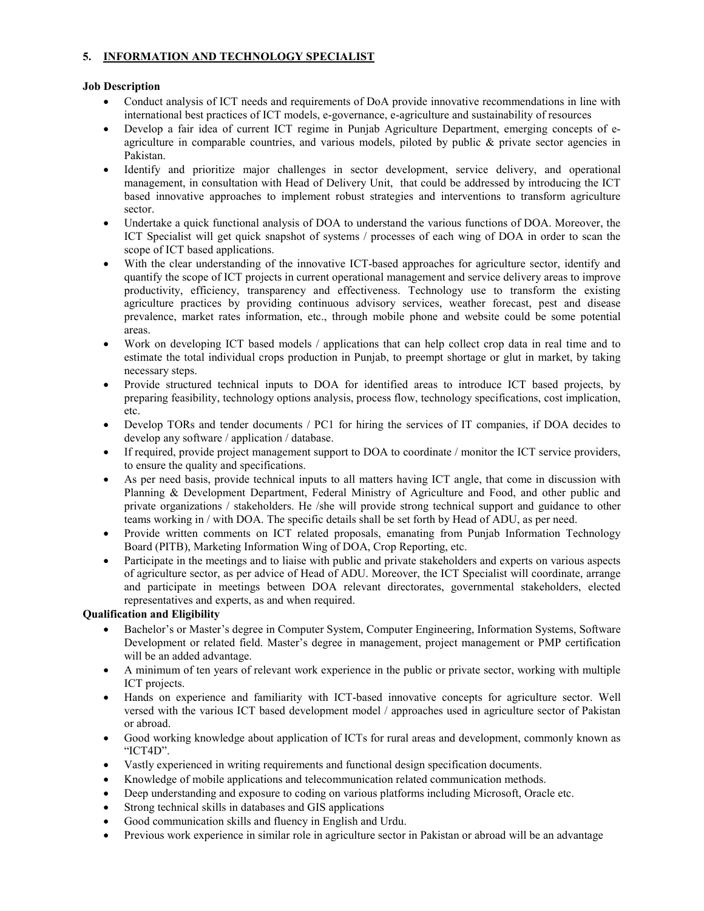## 5. INFORMATION AND TECHNOLOGY SPECIALIST

**Job Description**

- Conduct analysis of ICT needs and requirements of DoA provide innovative recommendations in line with international best practices of ICT models, e-governance, e-agriculture and sustainability of resources
- Develop a fair idea of current ICT regime in Punjab Agriculture Department, emerging concepts of e-agriculture in comparable countries, and various models, piloted by public & private sector agencies in Pakistan.
- Identify and prioritize major challenges in sector development, service delivery, and operational management, in consultation with Head of Delivery Unit, that could be addressed by introducing the ICT based innovative approaches to implement robust strategies and interventions to transform agriculture sector.
- Undertake a quick functional analysis of DOA to understand the various functions of DOA. Moreover, the ICT Specialist will get quick snapshot of systems / processes of each wing of DOA in order to scan the scope of ICT based applications.
- With the clear understanding of the innovative ICT-based approaches for agriculture sector, identify and quantify the scope of ICT projects in current operational management and service delivery areas to improve productivity, efficiency, transparency and effectiveness. Technology use to transform the existing agriculture practices by providing continuous advisory services, weather forecast, pest and disease prevalence, market rates information, etc., through mobile phone and website could be some potential areas.
- Work on developing ICT based models / applications that can help collect crop data in real time and to estimate the total individual crops production in Punjab, to preempt shortage or glut in market, by taking necessary steps.
- Provide structured technical inputs to DOA for identified areas to introduce ICT based projects, by preparing feasibility, technology options analysis, process flow, technology specifications, cost implication, etc.
- Develop TORs and tender documents / PC1 for hiring the services of IT companies, if DOA decides to develop any software / application / database.
- If required, provide project management support to DOA to coordinate / monitor the ICT service providers, to ensure the quality and specifications.
- As per need basis, provide technical inputs to all matters having ICT angle, that come in discussion with Planning & Development Department, Federal Ministry of Agriculture and Food, and other public and private organizations / stakeholders. He /she will provide strong technical support and guidance to other teams working in / with DOA. The specific details shall be set forth by Head of ADU, as per need.
- Provide written comments on ICT related proposals, emanating from Punjab Information Technology Board (PITB), Marketing Information Wing of DOA, Crop Reporting, etc.
- Participate in the meetings and to liaise with public and private stakeholders and experts on various aspects of agriculture sector, as per advice of Head of ADU. Moreover, the ICT Specialist will coordinate, arrange and participate in meetings between DOA relevant directorates, governmental stakeholders, elected representatives and experts, as and when required.

**Qualification and Eligibility**

- Bachelor's or Master's degree in Computer System, Computer Engineering, Information Systems, Software Development or related field. Master's degree in management, project management or PMP certification will be an added advantage.
- A minimum of ten years of relevant work experience in the public or private sector, working with multiple ICT projects.
- Hands on experience and familiarity with ICT-based innovative concepts for agriculture sector. Well versed with the various ICT based development model / approaches used in agriculture sector of Pakistan or abroad.
- Good working knowledge about application of ICTs for rural areas and development, commonly known as "ICT4D".
- Vastly experienced in writing requirements and functional design specification documents.
- Knowledge of mobile applications and telecommunication related communication methods.
- Deep understanding and exposure to coding on various platforms including Microsoft, Oracle etc.
- Strong technical skills in databases and GIS applications
- Good communication skills and fluency in English and Urdu.
- Previous work experience in similar role in agriculture sector in Pakistan or abroad will be an advantage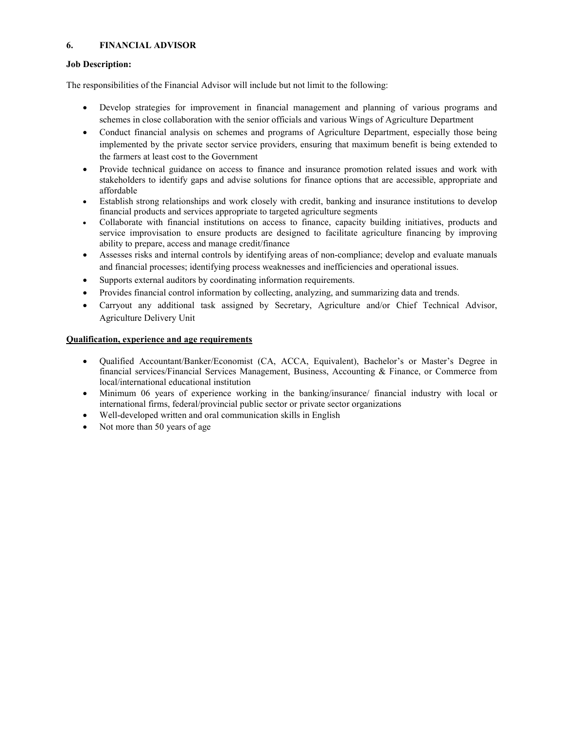## 6. FINANCIAL ADVISOR

**Job Description:**

The responsibilities of the Financial Advisor will include but not limit to the following:

- Develop strategies for improvement in financial management and planning of various programs and schemes in close collaboration with the senior officials and various Wings of Agriculture Department
- Conduct financial analysis on schemes and programs of Agriculture Department, especially those being implemented by the private sector service providers, ensuring that maximum benefit is being extended to the farmers at least cost to the Government
- Provide technical guidance on access to finance and insurance promotion related issues and work with stakeholders to identify gaps and advise solutions for finance options that are accessible, appropriate and affordable
- Establish strong relationships and work closely with credit, banking and insurance institutions to develop financial products and services appropriate to targeted agriculture segments
- Collaborate with financial institutions on access to finance, capacity building initiatives, products and service improvisation to ensure products are designed to facilitate agriculture financing by improving ability to prepare, access and manage credit/finance
- Assesses risks and internal controls by identifying areas of non-compliance; develop and evaluate manuals and financial processes; identifying process weaknesses and inefficiencies and operational issues.
- Supports external auditors by coordinating information requirements.
- Provides financial control information by collecting, analyzing, and summarizing data and trends.
- Carryout any additional task assigned by Secretary, Agriculture and/or Chief Technical Advisor, Agriculture Delivery Unit

**Qualification, experience and age requirements**

- Qualified Accountant/Banker/Economist (CA, ACCA, Equivalent), Bachelor's or Master's Degree in financial services/Financial Services Management, Business, Accounting & Finance, or Commerce from local/international educational institution
- Minimum 06 years of experience working in the banking/insurance/ financial industry with local or international firms, federal/provincial public sector or private sector organizations
- Well-developed written and oral communication skills in English
- Not more than 50 years of age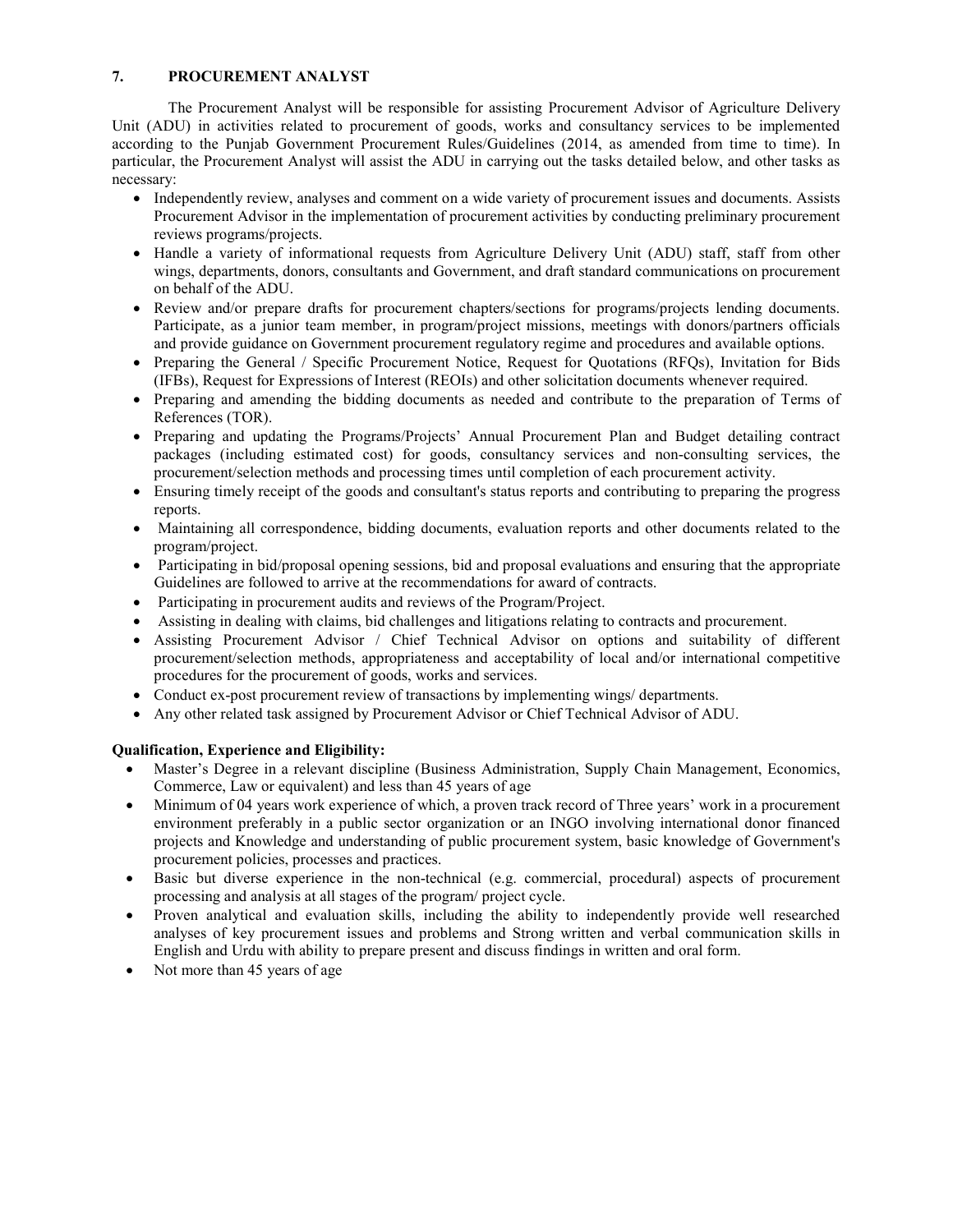## 7. PROCUREMENT ANALYST

The Procurement Analyst will be responsible for assisting Procurement Advisor of Agriculture Delivery Unit (ADU) in activities related to procurement of goods, works and consultancy services to be implemented according to the Punjab Government Procurement Rules/Guidelines (2014, as amended from time to time). In particular, the Procurement Analyst will assist the ADU in carrying out the tasks detailed below, and other tasks as necessary:

- Independently review, analyses and comment on a wide variety of procurement issues and documents. Assists Procurement Advisor in the implementation of procurement activities by conducting preliminary procurement reviews programs/projects.
- Handle a variety of informational requests from Agriculture Delivery Unit (ADU) staff, staff from other wings, departments, donors, consultants and Government, and draft standard communications on procurement on behalf of the ADU.
- Review and/or prepare drafts for procurement chapters/sections for programs/projects lending documents. Participate, as a junior team member, in program/project missions, meetings with donors/partners officials and provide guidance on Government procurement regulatory regime and procedures and available options.
- Preparing the General / Specific Procurement Notice, Request for Quotations (RFQs), Invitation for Bids (IFBs), Request for Expressions of Interest (REOIs) and other solicitation documents whenever required.
- Preparing and amending the bidding documents as needed and contribute to the preparation of Terms of References (TOR).
- Preparing and updating the Programs/Projects' Annual Procurement Plan and Budget detailing contract packages (including estimated cost) for goods, consultancy services and non-consulting services, the procurement/selection methods and processing times until completion of each procurement activity.
- Ensuring timely receipt of the goods and consultant's status reports and contributing to preparing the progress reports.
- Maintaining all correspondence, bidding documents, evaluation reports and other documents related to the program/project.
- Participating in bid/proposal opening sessions, bid and proposal evaluations and ensuring that the appropriate Guidelines are followed to arrive at the recommendations for award of contracts.
- Participating in procurement audits and reviews of the Program/Project.
- Assisting in dealing with claims, bid challenges and litigations relating to contracts and procurement.
- Assisting Procurement Advisor / Chief Technical Advisor on options and suitability of different procurement/selection methods, appropriateness and acceptability of local and/or international competitive procedures for the procurement of goods, works and services.
- Conduct ex-post procurement review of transactions by implementing wings/ departments.
- Any other related task assigned by Procurement Advisor or Chief Technical Advisor of ADU.

**Qualification, Experience and Eligibility:**

- Master's Degree in a relevant discipline (Business Administration, Supply Chain Management, Economics, Commerce, Law or equivalent) and less than 45 years of age
- Minimum of 04 years work experience of which, a proven track record of Three years' work in a procurement environment preferably in a public sector organization or an INGO involving international donor financed projects and Knowledge and understanding of public procurement system, basic knowledge of Government's procurement policies, processes and practices.
- Basic but diverse experience in the non-technical (e.g. commercial, procedural) aspects of procurement processing and analysis at all stages of the program/ project cycle.
- Proven analytical and evaluation skills, including the ability to independently provide well researched analyses of key procurement issues and problems and Strong written and verbal communication skills in English and Urdu with ability to prepare present and discuss findings in written and oral form.
- Not more than 45 years of age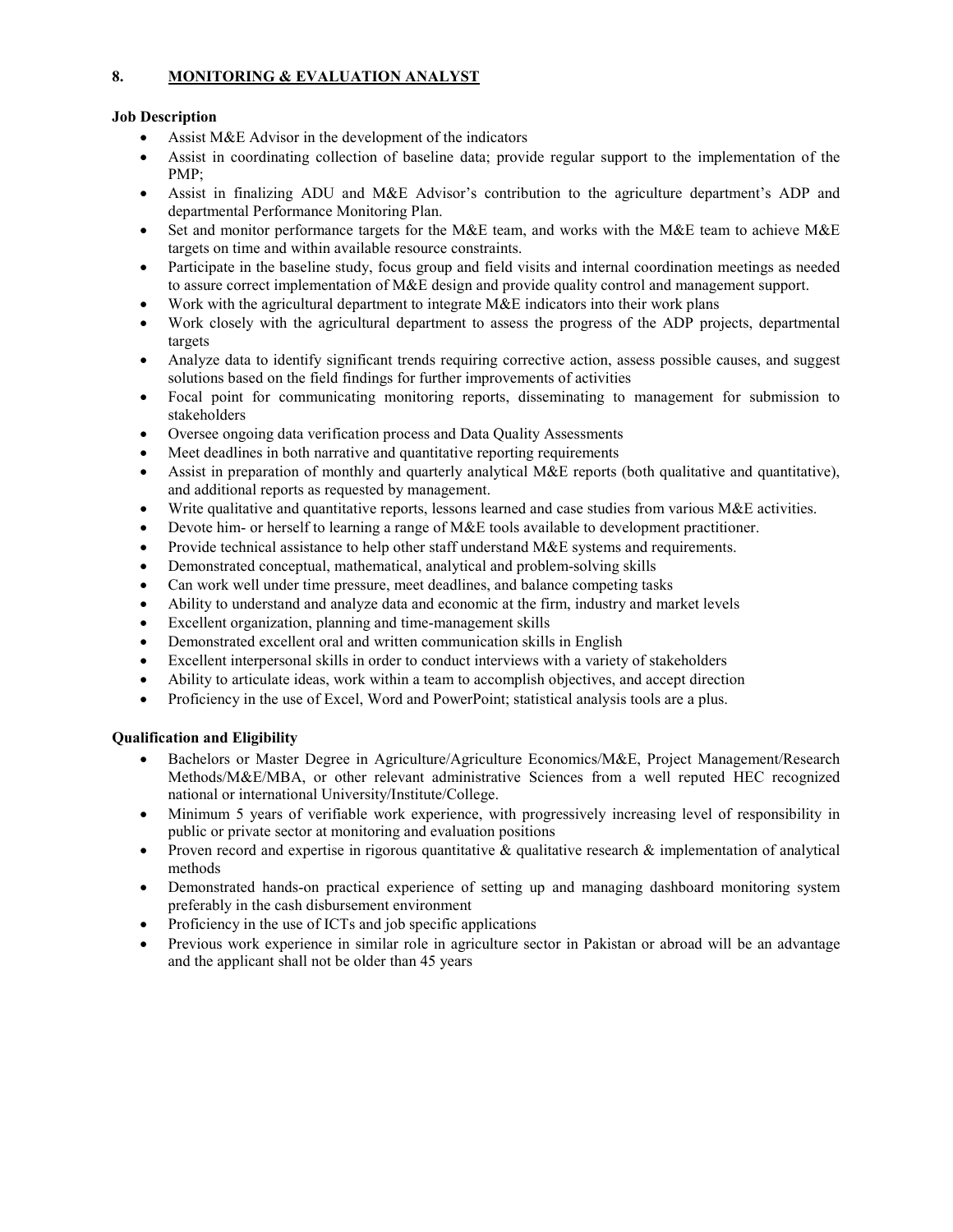## 8. MONITORING & EVALUATION ANALYST

**Job Description**

- Assist M&E Advisor in the development of the indicators
- Assist in coordinating collection of baseline data; provide regular support to the implementation of the PMP;
- Assist in finalizing ADU and M&E Advisor's contribution to the agriculture department's ADP and departmental Performance Monitoring Plan.
- Set and monitor performance targets for the M&E team, and works with the M&E team to achieve M&E targets on time and within available resource constraints.
- Participate in the baseline study, focus group and field visits and internal coordination meetings as needed to assure correct implementation of M&E design and provide quality control and management support.
- Work with the agricultural department to integrate M&E indicators into their work plans
- Work closely with the agricultural department to assess the progress of the ADP projects, departmental targets
- Analyze data to identify significant trends requiring corrective action, assess possible causes, and suggest solutions based on the field findings for further improvements of activities
- Focal point for communicating monitoring reports, disseminating to management for submission to stakeholders
- Oversee ongoing data verification process and Data Quality Assessments
- Meet deadlines in both narrative and quantitative reporting requirements
- Assist in preparation of monthly and quarterly analytical M&E reports (both qualitative and quantitative), and additional reports as requested by management.
- Write qualitative and quantitative reports, lessons learned and case studies from various M&E activities.
- Devote him- or herself to learning a range of M&E tools available to development practitioner.
- Provide technical assistance to help other staff understand M&E systems and requirements.
- Demonstrated conceptual, mathematical, analytical and problem-solving skills
- Can work well under time pressure, meet deadlines, and balance competing tasks
- Ability to understand and analyze data and economic at the firm, industry and market levels
- Excellent organization, planning and time-management skills
- Demonstrated excellent oral and written communication skills in English
- Excellent interpersonal skills in order to conduct interviews with a variety of stakeholders
- Ability to articulate ideas, work within a team to accomplish objectives, and accept direction
- Proficiency in the use of Excel, Word and PowerPoint; statistical analysis tools are a plus.

**Qualification and Eligibility**

- Bachelors or Master Degree in Agriculture/Agriculture Economics/M&E, Project Management/Research Methods/M&E/MBA, or other relevant administrative Sciences from a well reputed HEC recognized national or international University/Institute/College.
- Minimum 5 years of verifiable work experience, with progressively increasing level of responsibility in public or private sector at monitoring and evaluation positions
- Proven record and expertise in rigorous quantitative & qualitative research & implementation of analytical methods
- Demonstrated hands-on practical experience of setting up and managing dashboard monitoring system preferably in the cash disbursement environment
- Proficiency in the use of ICTs and job specific applications
- Previous work experience in similar role in agriculture sector in Pakistan or abroad will be an advantage and the applicant shall not be older than 45 years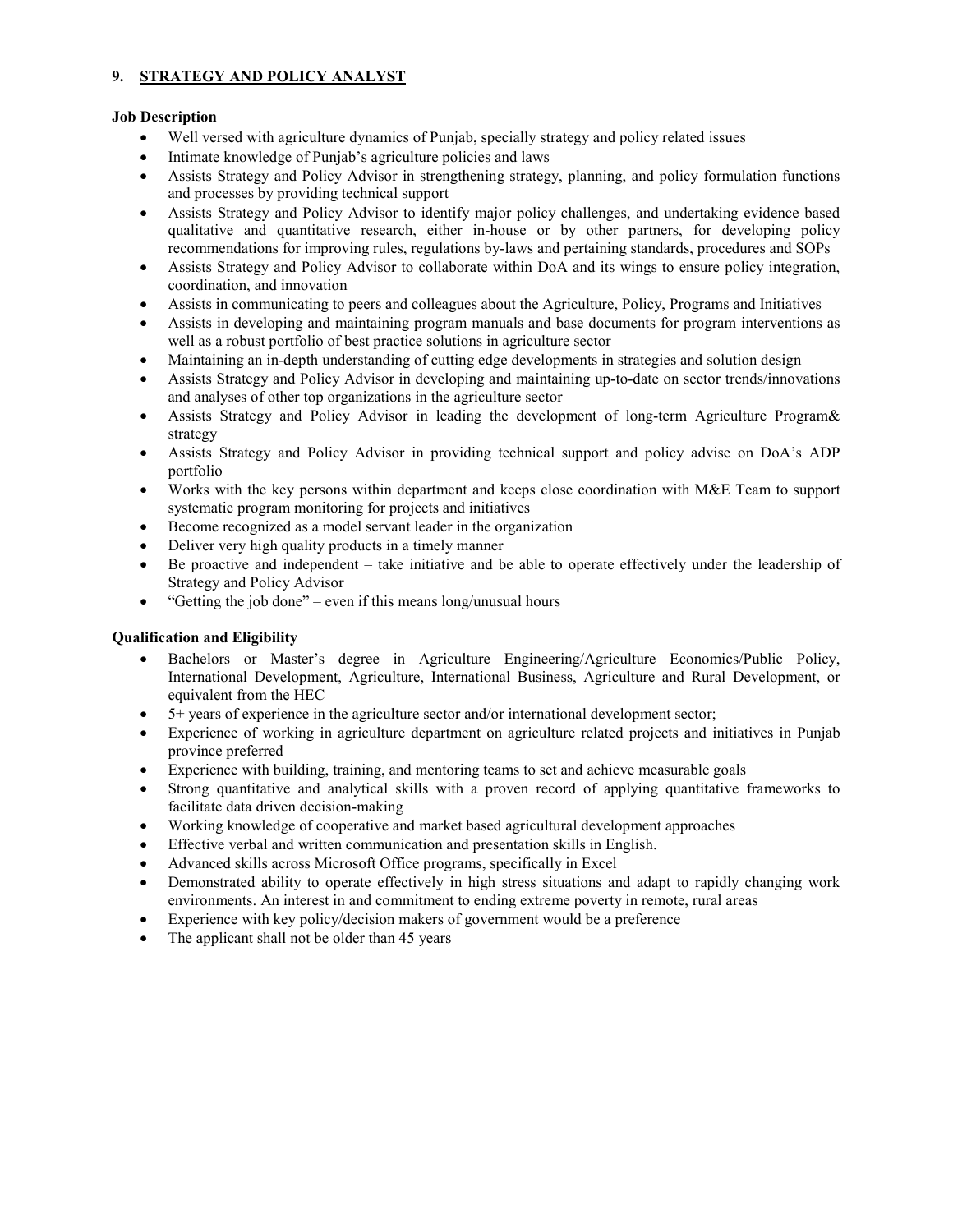## 9. STRATEGY AND POLICY ANALYST

**Job Description**

- Well versed with agriculture dynamics of Punjab, specially strategy and policy related issues
- Intimate knowledge of Punjab's agriculture policies and laws
- Assists Strategy and Policy Advisor in strengthening strategy, planning, and policy formulation functions and processes by providing technical support
- Assists Strategy and Policy Advisor to identify major policy challenges, and undertaking evidence based qualitative and quantitative research, either in-house or by other partners, for developing policy recommendations for improving rules, regulations by-laws and pertaining standards, procedures and SOPs
- Assists Strategy and Policy Advisor to collaborate within DoA and its wings to ensure policy integration, coordination, and innovation
- Assists in communicating to peers and colleagues about the Agriculture, Policy, Programs and Initiatives
- Assists in developing and maintaining program manuals and base documents for program interventions as well as a robust portfolio of best practice solutions in agriculture sector
- Maintaining an in-depth understanding of cutting edge developments in strategies and solution design
- Assists Strategy and Policy Advisor in developing and maintaining up-to-date on sector trends/innovations and analyses of other top organizations in the agriculture sector
- Assists Strategy and Policy Advisor in leading the development of long-term Agriculture Program& strategy
- Assists Strategy and Policy Advisor in providing technical support and policy advise on DoA's ADP portfolio
- Works with the key persons within department and keeps close coordination with M&E Team to support systematic program monitoring for projects and initiatives
- Become recognized as a model servant leader in the organization
- Deliver very high quality products in a timely manner
- Be proactive and independent – take initiative and be able to operate effectively under the leadership of Strategy and Policy Advisor
- "Getting the job done" – even if this means long/unusual hours

**Qualification and Eligibility**

- Bachelors or Master's degree in Agriculture Engineering/Agriculture Economics/Public Policy, International Development, Agriculture, International Business, Agriculture and Rural Development, or equivalent from the HEC
- 5+ years of experience in the agriculture sector and/or international development sector;
- Experience of working in agriculture department on agriculture related projects and initiatives in Punjab province preferred
- Experience with building, training, and mentoring teams to set and achieve measurable goals
- Strong quantitative and analytical skills with a proven record of applying quantitative frameworks to facilitate data driven decision-making
- Working knowledge of cooperative and market based agricultural development approaches
- Effective verbal and written communication and presentation skills in English.
- Advanced skills across Microsoft Office programs, specifically in Excel
- Demonstrated ability to operate effectively in high stress situations and adapt to rapidly changing work environments. An interest in and commitment to ending extreme poverty in remote, rural areas
- Experience with key policy/decision makers of government would be a preference
- The applicant shall not be older than 45 years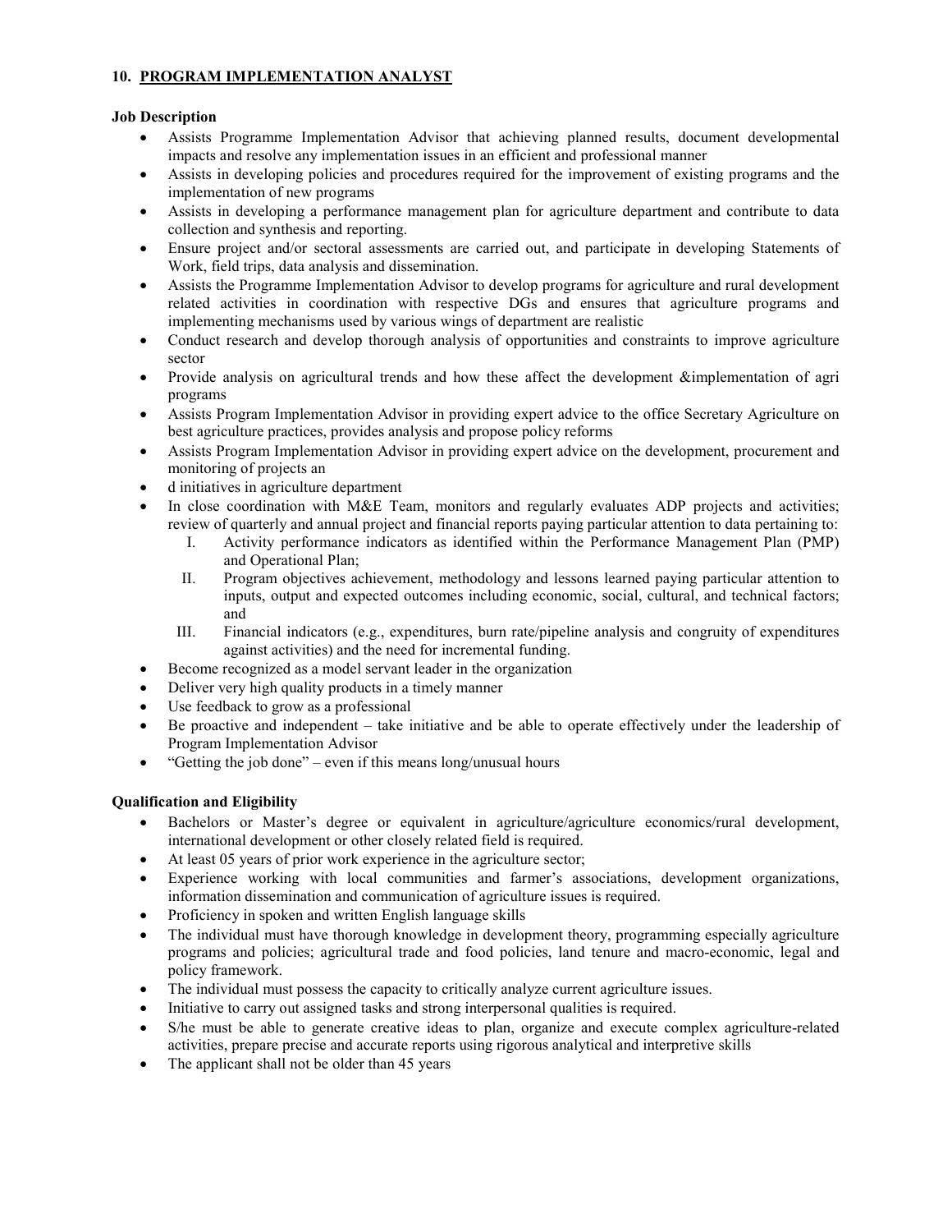## 10. PROGRAM IMPLEMENTATION ANALYST

**Job Description**

- Assists Programme Implementation Advisor that achieving planned results, document developmental impacts and resolve any implementation issues in an efficient and professional manner
- Assists in developing policies and procedures required for the improvement of existing programs and the implementation of new programs
- Assists in developing a performance management plan for agriculture department and contribute to data collection and synthesis and reporting.
- Ensure project and/or sectoral assessments are carried out, and participate in developing Statements of Work, field trips, data analysis and dissemination.
- Assists the Programme Implementation Advisor to develop programs for agriculture and rural development related activities in coordination with respective DGs and ensures that agriculture programs and implementing mechanisms used by various wings of department are realistic
- Conduct research and develop thorough analysis of opportunities and constraints to improve agriculture sector
- Provide analysis on agricultural trends and how these affect the development &implementation of agri programs
- Assists Program Implementation Advisor in providing expert advice to the office Secretary Agriculture on best agriculture practices, provides analysis and propose policy reforms
- Assists Program Implementation Advisor in providing expert advice on the development, procurement and monitoring of projects an
- d initiatives in agriculture department
- In close coordination with M&E Team, monitors and regularly evaluates ADP projects and activities; review of quarterly and annual project and financial reports paying particular attention to data pertaining to:
  - I. Activity performance indicators as identified within the Performance Management Plan (PMP) and Operational Plan;
  - II. Program objectives achievement, methodology and lessons learned paying particular attention to inputs, output and expected outcomes including economic, social, cultural, and technical factors; and
  - III. Financial indicators (e.g., expenditures, burn rate/pipeline analysis and congruity of expenditures against activities) and the need for incremental funding.
- Become recognized as a model servant leader in the organization
- Deliver very high quality products in a timely manner
- Use feedback to grow as a professional
- Be proactive and independent – take initiative and be able to operate effectively under the leadership of Program Implementation Advisor
- "Getting the job done" – even if this means long/unusual hours

**Qualification and Eligibility**

- Bachelors or Master's degree or equivalent in agriculture/agriculture economics/rural development, international development or other closely related field is required.
- At least 05 years of prior work experience in the agriculture sector;
- Experience working with local communities and farmer's associations, development organizations, information dissemination and communication of agriculture issues is required.
- Proficiency in spoken and written English language skills
- The individual must have thorough knowledge in development theory, programming especially agriculture programs and policies; agricultural trade and food policies, land tenure and macro-economic, legal and policy framework.
- The individual must possess the capacity to critically analyze current agriculture issues.
- Initiative to carry out assigned tasks and strong interpersonal qualities is required.
- S/he must be able to generate creative ideas to plan, organize and execute complex agriculture-related activities, prepare precise and accurate reports using rigorous analytical and interpretive skills
- The applicant shall not be older than 45 years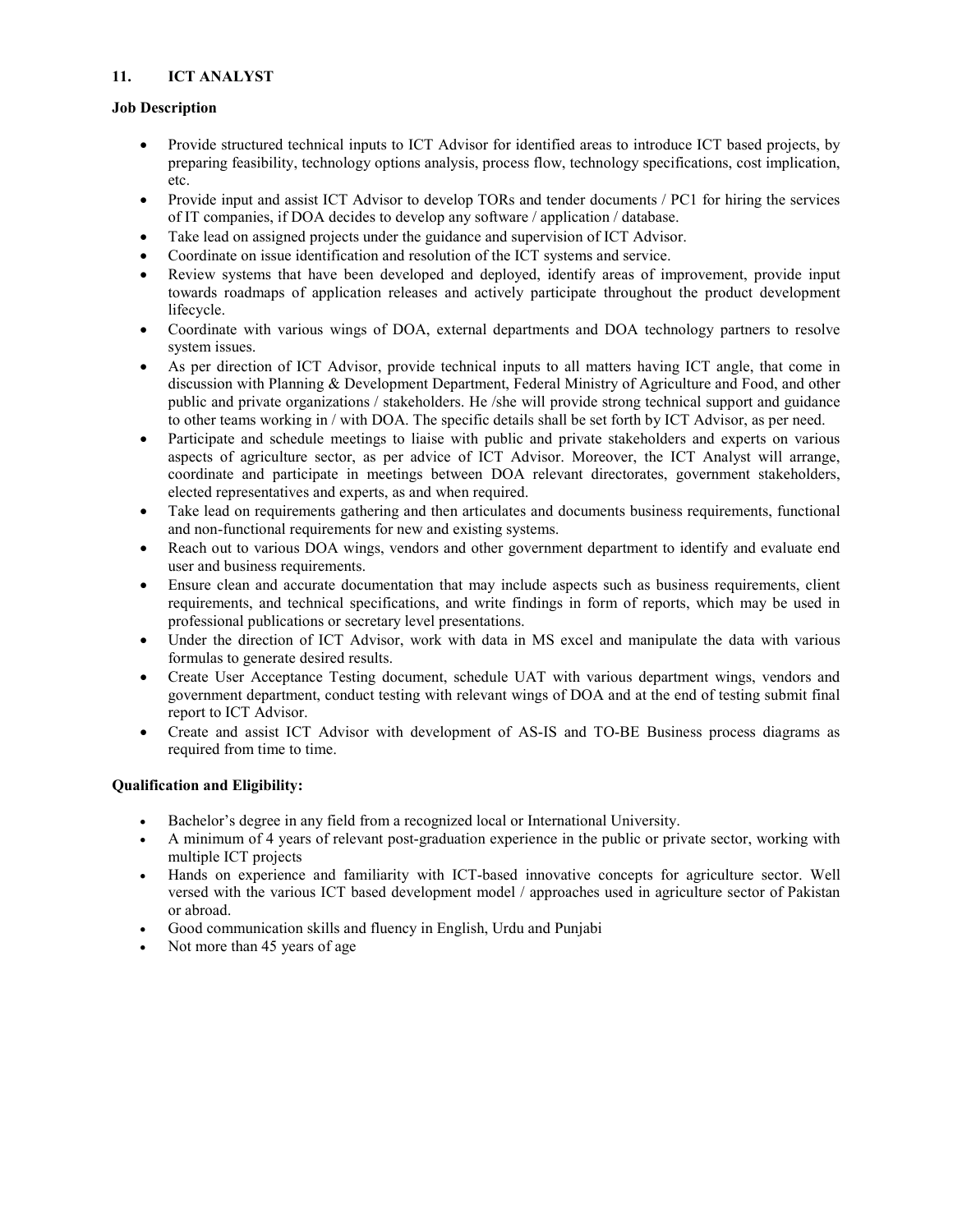## 11. ICT ANALYST

**Job Description**

- Provide structured technical inputs to ICT Advisor for identified areas to introduce ICT based projects, by preparing feasibility, technology options analysis, process flow, technology specifications, cost implication, etc.
- Provide input and assist ICT Advisor to develop TORs and tender documents / PC1 for hiring the services of IT companies, if DOA decides to develop any software / application / database.
- Take lead on assigned projects under the guidance and supervision of ICT Advisor.
- Coordinate on issue identification and resolution of the ICT systems and service.
- Review systems that have been developed and deployed, identify areas of improvement, provide input towards roadmaps of application releases and actively participate throughout the product development lifecycle.
- Coordinate with various wings of DOA, external departments and DOA technology partners to resolve system issues.
- As per direction of ICT Advisor, provide technical inputs to all matters having ICT angle, that come in discussion with Planning & Development Department, Federal Ministry of Agriculture and Food, and other public and private organizations / stakeholders. He /she will provide strong technical support and guidance to other teams working in / with DOA. The specific details shall be set forth by ICT Advisor, as per need.
- Participate and schedule meetings to liaise with public and private stakeholders and experts on various aspects of agriculture sector, as per advice of ICT Advisor. Moreover, the ICT Analyst will arrange, coordinate and participate in meetings between DOA relevant directorates, government stakeholders, elected representatives and experts, as and when required.
- Take lead on requirements gathering and then articulates and documents business requirements, functional and non-functional requirements for new and existing systems.
- Reach out to various DOA wings, vendors and other government department to identify and evaluate end user and business requirements.
- Ensure clean and accurate documentation that may include aspects such as business requirements, client requirements, and technical specifications, and write findings in form of reports, which may be used in professional publications or secretary level presentations.
- Under the direction of ICT Advisor, work with data in MS excel and manipulate the data with various formulas to generate desired results.
- Create User Acceptance Testing document, schedule UAT with various department wings, vendors and government department, conduct testing with relevant wings of DOA and at the end of testing submit final report to ICT Advisor.
- Create and assist ICT Advisor with development of AS-IS and TO-BE Business process diagrams as required from time to time.

**Qualification and Eligibility:**

- Bachelor's degree in any field from a recognized local or International University.
- A minimum of 4 years of relevant post-graduation experience in the public or private sector, working with multiple ICT projects
- Hands on experience and familiarity with ICT-based innovative concepts for agriculture sector. Well versed with the various ICT based development model / approaches used in agriculture sector of Pakistan or abroad.
- Good communication skills and fluency in English, Urdu and Punjabi
- Not more than 45 years of age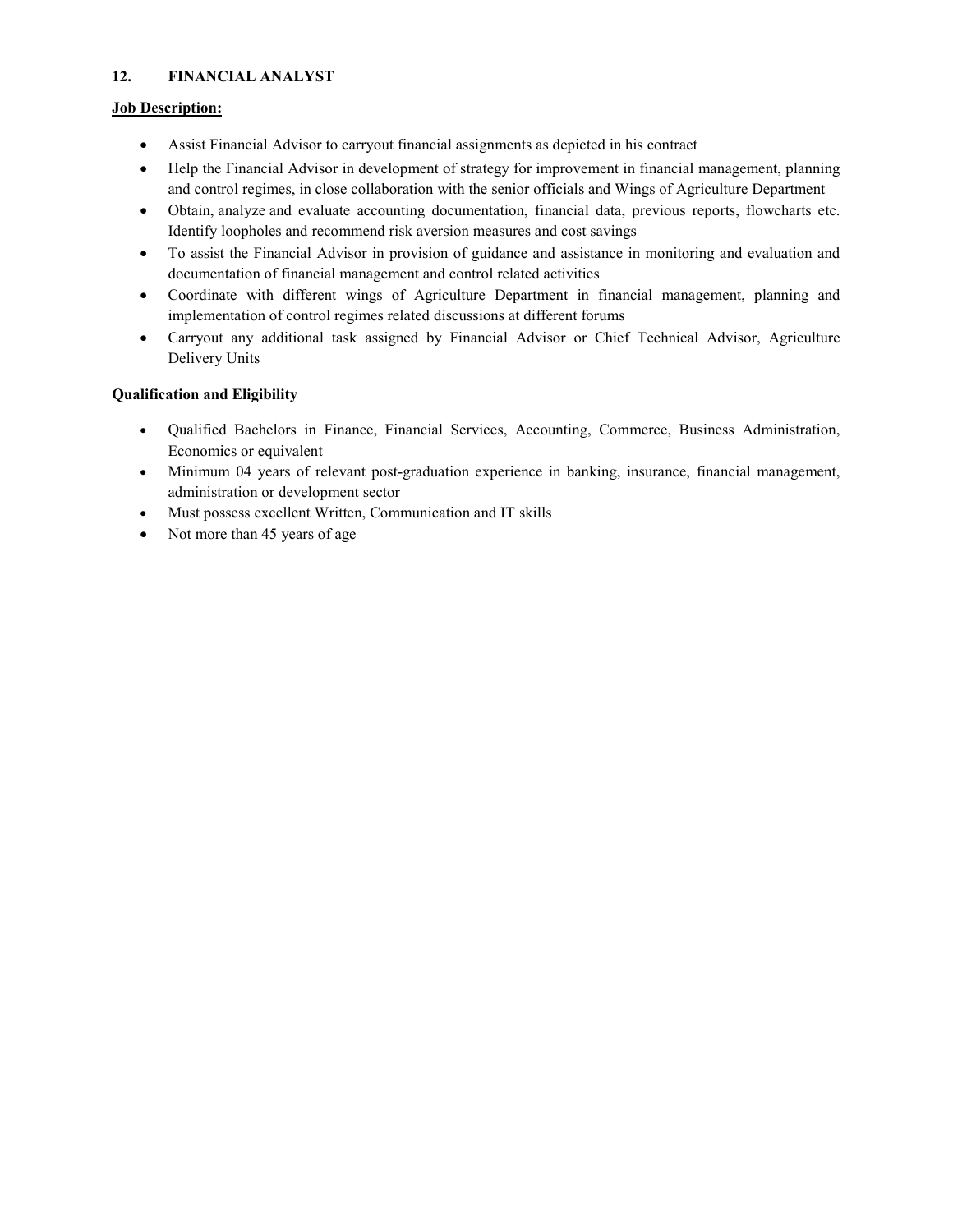## 12. FINANCIAL ANALYST

**Job Description:**

- Assist Financial Advisor to carryout financial assignments as depicted in his contract
- Help the Financial Advisor in development of strategy for improvement in financial management, planning and control regimes, in close collaboration with the senior officials and Wings of Agriculture Department
- Obtain, analyze and evaluate accounting documentation, financial data, previous reports, flowcharts etc. Identify loopholes and recommend risk aversion measures and cost savings
- To assist the Financial Advisor in provision of guidance and assistance in monitoring and evaluation and documentation of financial management and control related activities
- Coordinate with different wings of Agriculture Department in financial management, planning and implementation of control regimes related discussions at different forums
- Carryout any additional task assigned by Financial Advisor or Chief Technical Advisor, Agriculture Delivery Units

**Qualification and Eligibility**

- Qualified Bachelors in Finance, Financial Services, Accounting, Commerce, Business Administration, Economics or equivalent
- Minimum 04 years of relevant post-graduation experience in banking, insurance, financial management, administration or development sector
- Must possess excellent Written, Communication and IT skills
- Not more than 45 years of age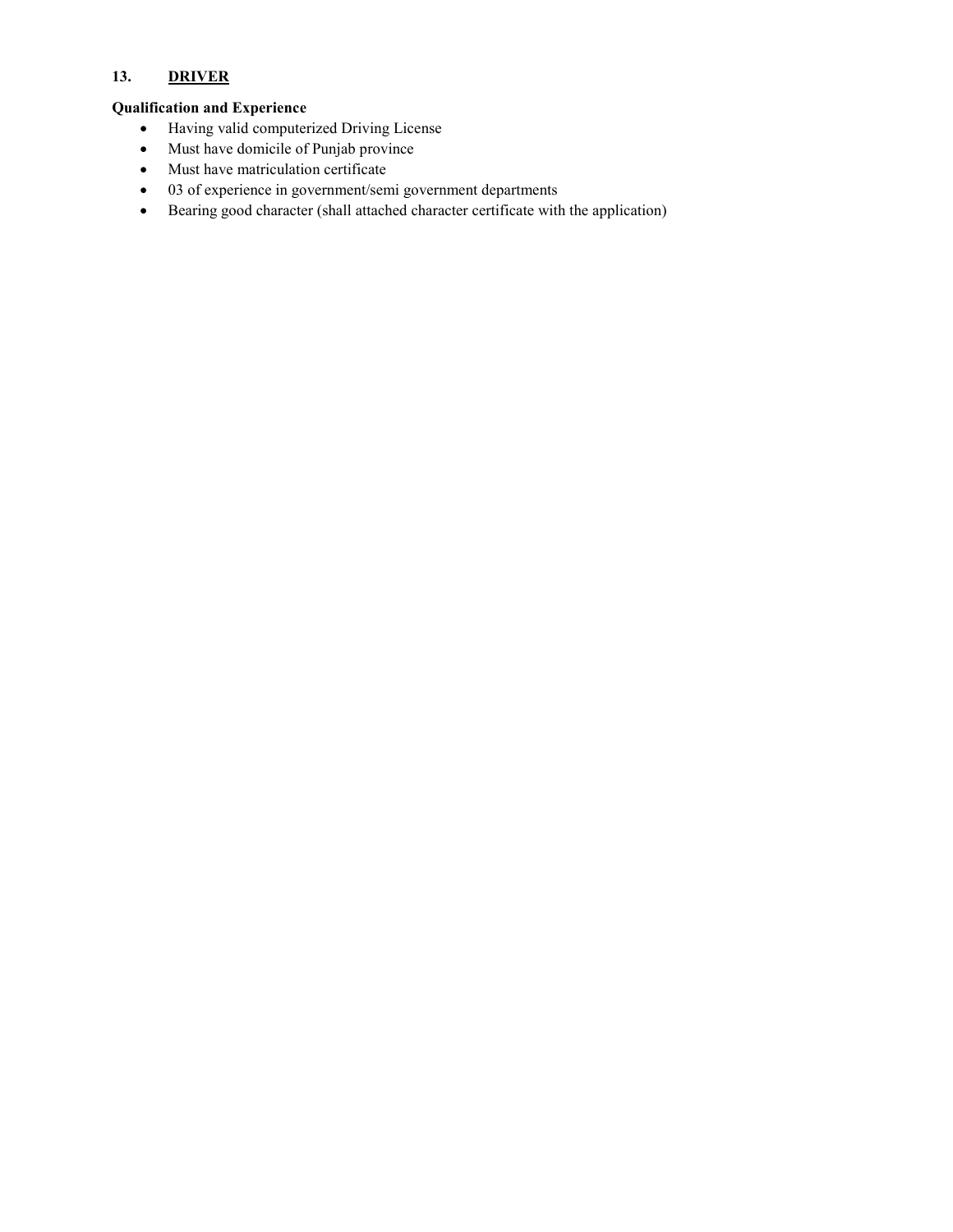## 13. <u>DRIVER</u>

**Qualification and Experience**

- Having valid computerized Driving License
- Must have domicile of Punjab province
- Must have matriculation certificate
- 03 of experience in government/semi government departments
- Bearing good character (shall attached character certificate with the application)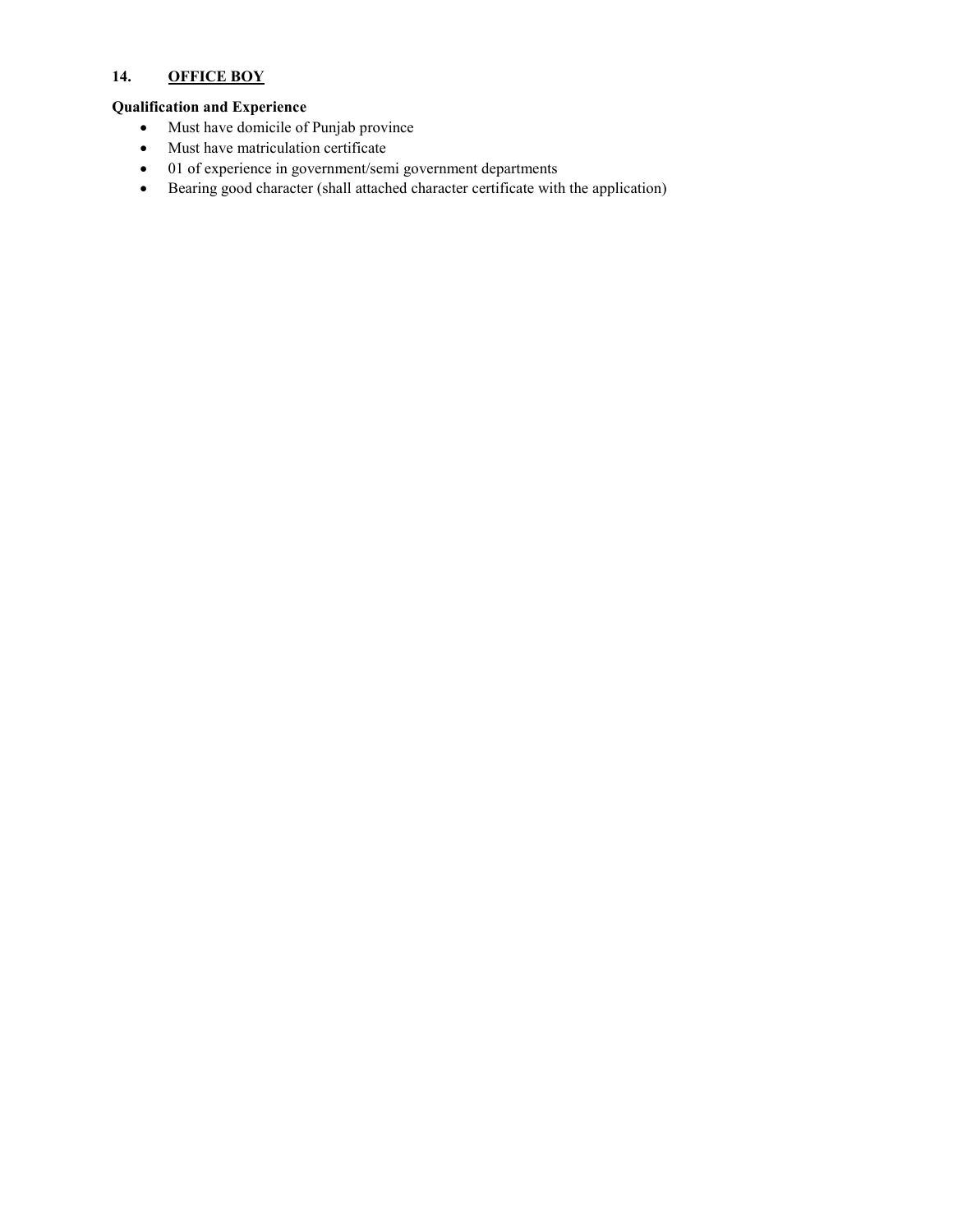## 14. OFFICE BOY

**Qualification and Experience**

- Must have domicile of Punjab province
- Must have matriculation certificate
- 01 of experience in government/semi government departments
- Bearing good character (shall attached character certificate with the application)